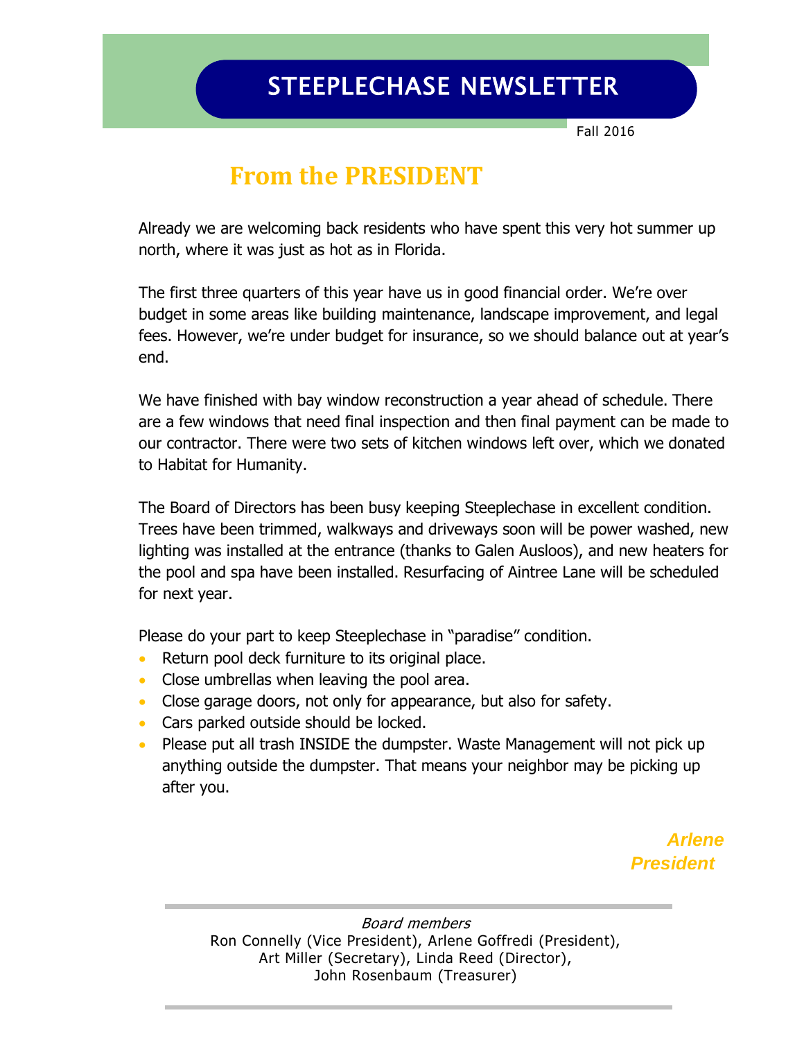# STEEPLECHASE NEWSLETTER

Fall 2016

## From the PRESIDENT

Already we are welcoming back residents who have spent this very hot summer up north, where it was just as hot as in Florida.

The first three quarters of this year have us in good financial order. We're over budget in some areas like building maintenance, landscape improvement, and legal fees. However, we're under budget for insurance, so we should balance out at year's end.

We have finished with bay window reconstruction a year ahead of schedule. There are a few windows that need final inspection and then final payment can be made to our contractor. There were two sets of kitchen windows left over, which we donated to Habitat for Humanity.

The Board of Directors has been busy keeping Steeplechase in excellent condition. Trees have been trimmed, walkways and driveways soon will be power washed, new lighting was installed at the entrance (thanks to Galen Ausloos), and new heaters for the pool and spa have been installed. Resurfacing of Aintree Lane will be scheduled for next year.

Please do your part to keep Steeplechase in "paradise" condition.

- Return pool deck furniture to its original place.
- Close umbrellas when leaving the pool area.
- Close garage doors, not only for appearance, but also for safety.
- Cars parked outside should be locked.
- Please put all trash INSIDE the dumpster. Waste Management will not pick up anything outside the dumpster. That means your neighbor may be picking up after you.

***Arlene***
***President***

---

*Board members*
Ron Connelly (Vice President), Arlene Goffredi (President),
Art Miller (Secretary), Linda Reed (Director),
John Rosenbaum (Treasurer)

---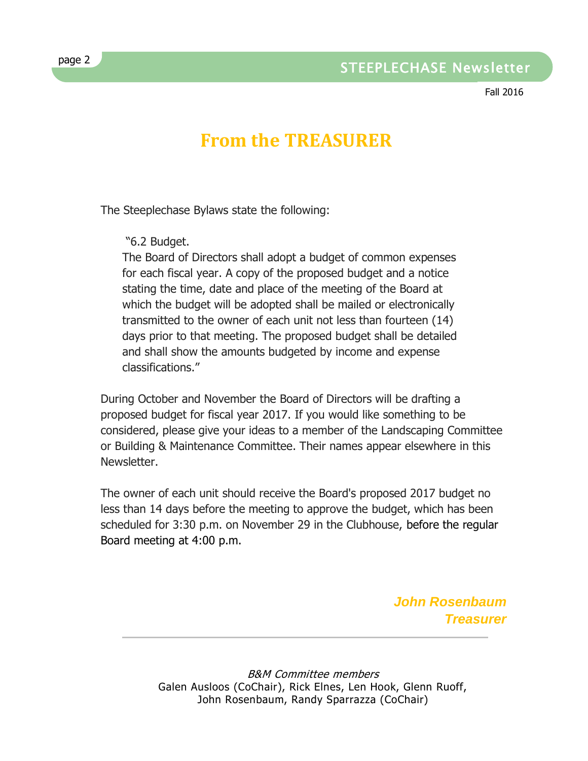# From the TREASURER

The Steeplechase Bylaws state the following:

> "6.2 Budget.
> The Board of Directors shall adopt a budget of common expenses for each fiscal year. A copy of the proposed budget and a notice stating the time, date and place of the meeting of the Board at which the budget will be adopted shall be mailed or electronically transmitted to the owner of each unit not less than fourteen (14) days prior to that meeting. The proposed budget shall be detailed and shall show the amounts budgeted by income and expense classifications."

During October and November the Board of Directors will be drafting a proposed budget for fiscal year 2017. If you would like something to be considered, please give your ideas to a member of the Landscaping Committee or Building & Maintenance Committee. Their names appear elsewhere in this Newsletter.

The owner of each unit should receive the Board's proposed 2017 budget no less than 14 days before the meeting to approve the budget, which has been scheduled for 3:30 p.m. on November 29 in the Clubhouse, before the regular Board meeting at 4:00 p.m.

***John Rosenbaum***
***Treasurer***

---

*B&M Committee members*
Galen Ausloos (CoChair), Rick Elnes, Len Hook, Glenn Ruoff, John Rosenbaum, Randy Sparrazza (CoChair)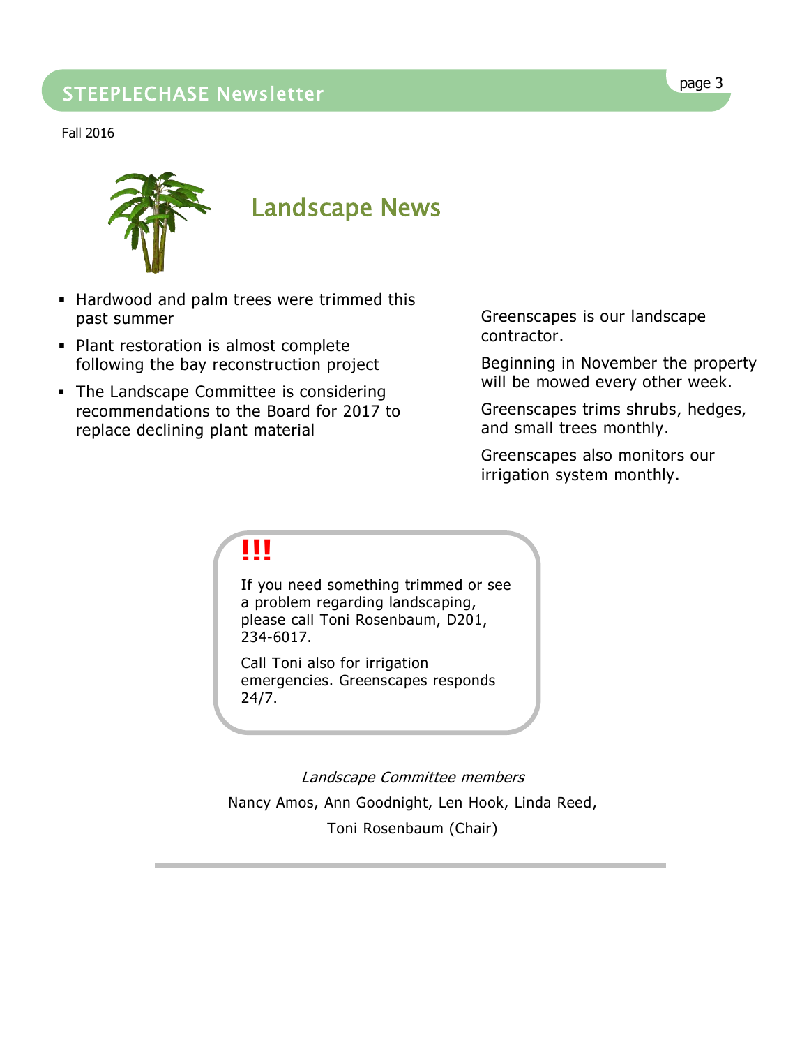Fall 2016

## Landscape News

- Hardwood and palm trees were trimmed this past summer
- Plant restoration is almost complete following the bay reconstruction project
- The Landscape Committee is considering recommendations to the Board for 2017 to replace declining plant material

Greenscapes is our landscape contractor.

Beginning in November the property will be mowed every other week.

Greenscapes trims shrubs, hedges, and small trees monthly.

Greenscapes also monitors our irrigation system monthly.

**!!!**

If you need something trimmed or see a problem regarding landscaping, please call Toni Rosenbaum, D201, 234-6017.

Call Toni also for irrigation emergencies. Greenscapes responds 24/7.

*Landscape Committee members*

Nancy Amos, Ann Goodnight, Len Hook, Linda Reed, Toni Rosenbaum (Chair)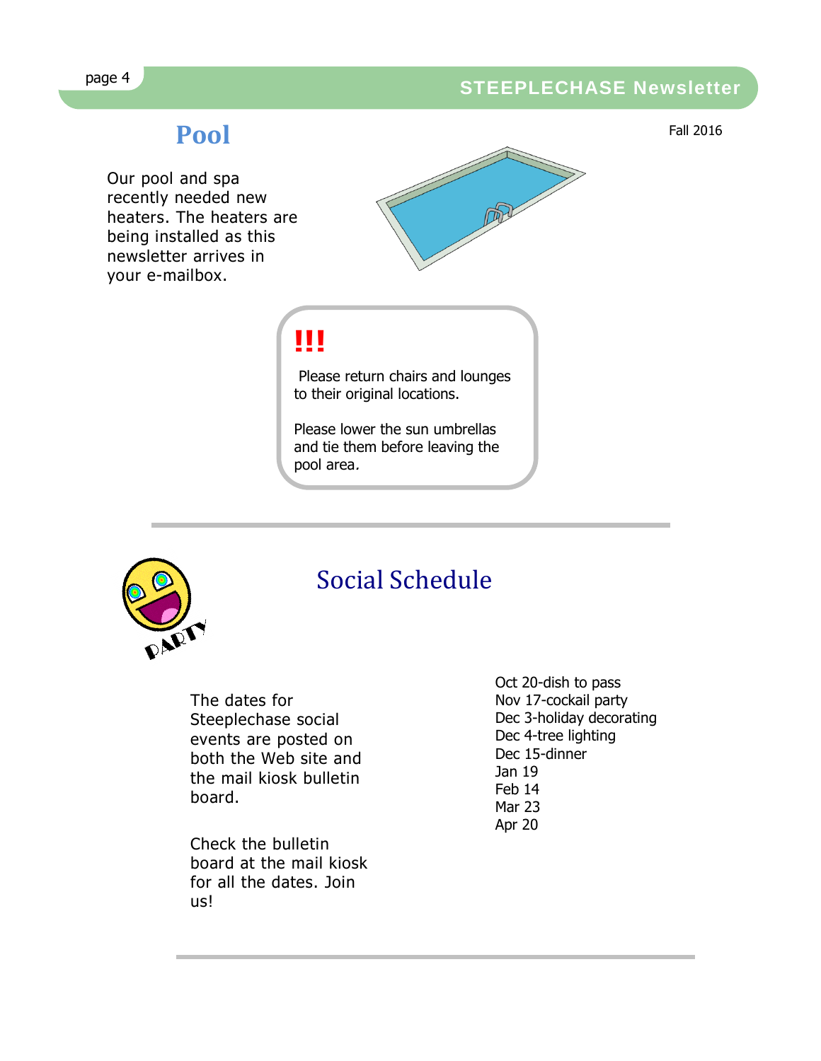Fall 2016

## Pool

Our pool and spa recently needed new heaters. The heaters are being installed as this newsletter arrives in your e-mailbox.

**!!!**

Please return chairs and lounges to their original locations.

Please lower the sun umbrellas and tie them before leaving the pool area.

---

## Social Schedule

The dates for Steeplechase social events are posted on both the Web site and the mail kiosk bulletin board.

Check the bulletin board at the mail kiosk for all the dates. Join us!

Oct 20-dish to pass
Nov 17-cockail party
Dec 3-holiday decorating
Dec 4-tree lighting
Dec 15-dinner
Jan 19
Feb 14
Mar 23
Apr 20